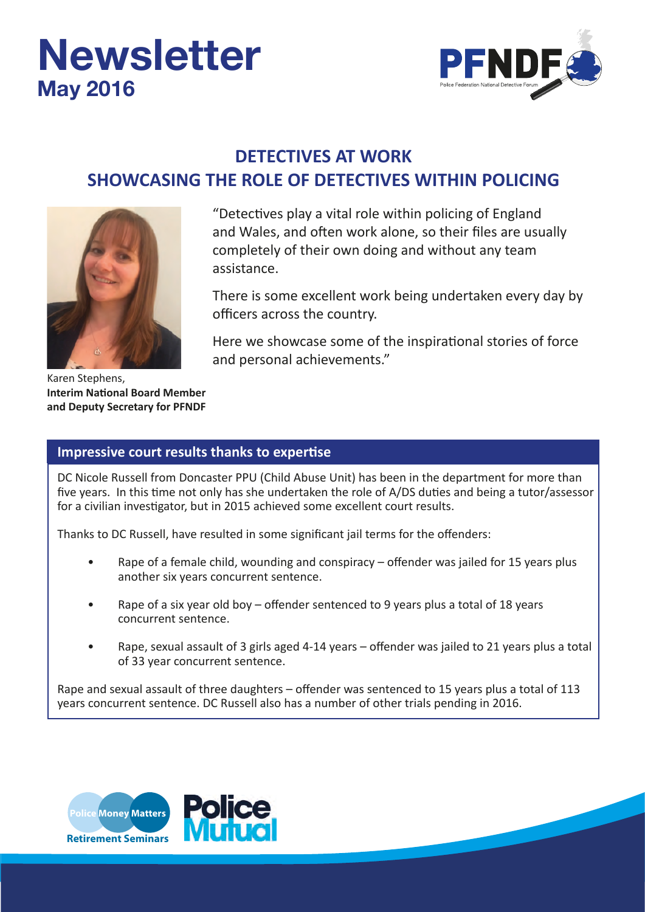# Newsletter

## May 2016

PFNDF

Police Federation National Detective Forum

## DETECTIVES AT WORK
## SHOWCASING THE ROLE OF DETECTIVES WITHIN POLICING

"Detectives play a vital role within policing of England and Wales, and often work alone, so their files are usually completely of their own doing and without any team assistance.

There is some excellent work being undertaken every day by officers across the country.

Here we showcase some of the inspirational stories of force and personal achievements."

Karen Stephens,
**Interim National Board Member and Deputy Secretary for PFNDF**

### Impressive court results thanks to expertise

DC Nicole Russell from Doncaster PPU (Child Abuse Unit) has been in the department for more than five years. In this time not only has she undertaken the role of A/DS duties and being a tutor/assessor for a civilian investigator, but in 2015 achieved some excellent court results.

Thanks to DC Russell, have resulted in some significant jail terms for the offenders:

- Rape of a female child, wounding and conspiracy – offender was jailed for 15 years plus another six years concurrent sentence.
- Rape of a six year old boy – offender sentenced to 9 years plus a total of 18 years concurrent sentence.
- Rape, sexual assault of 3 girls aged 4-14 years – offender was jailed to 21 years plus a total of 33 year concurrent sentence.

Rape and sexual assault of three daughters – offender was sentenced to 15 years plus a total of 113 years concurrent sentence. DC Russell also has a number of other trials pending in 2016.

Police Money Matters Retirement Seminars

Police Mutual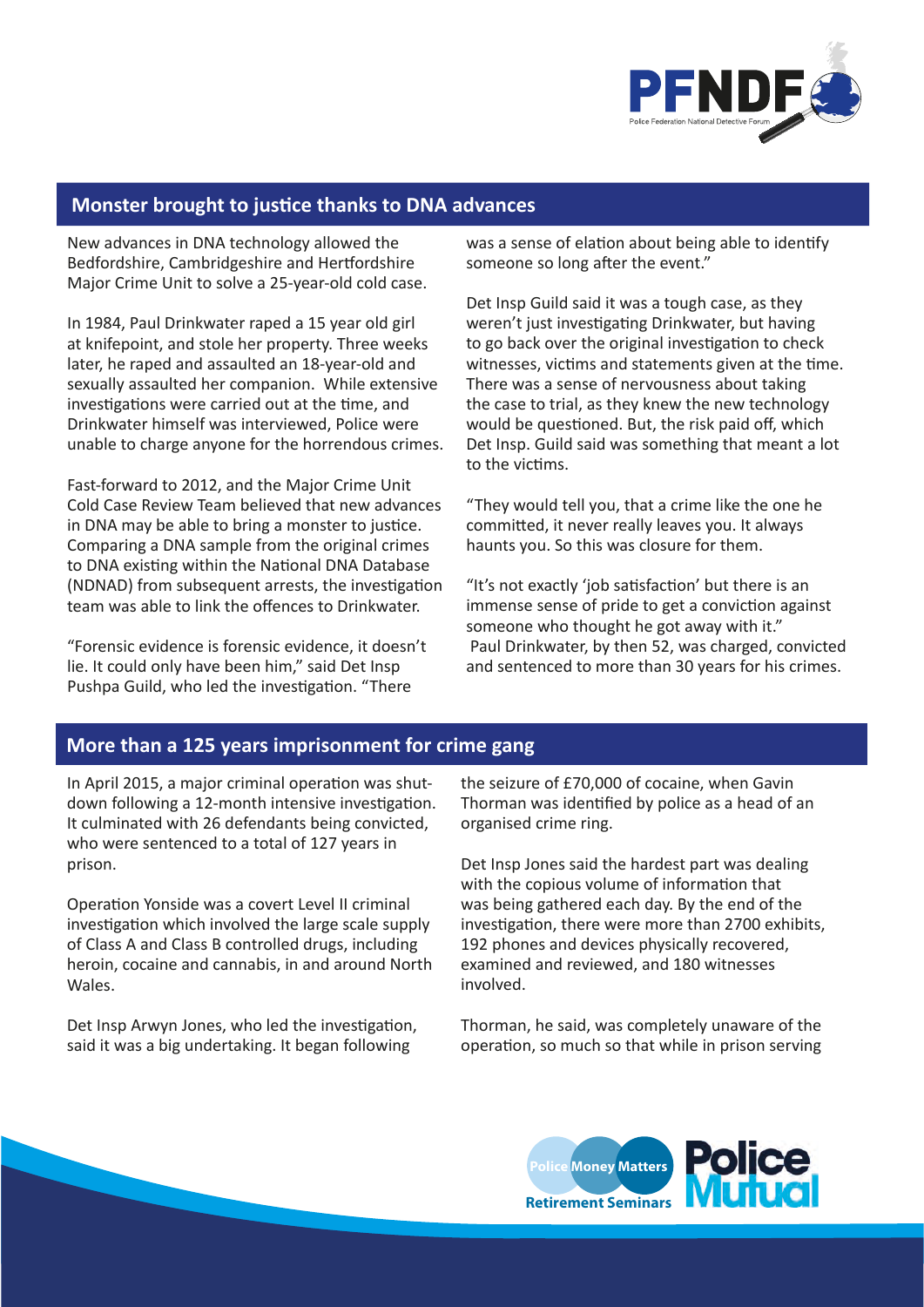## Monster brought to justice thanks to DNA advances

New advances in DNA technology allowed the Bedfordshire, Cambridgeshire and Hertfordshire Major Crime Unit to solve a 25-year-old cold case.

In 1984, Paul Drinkwater raped a 15 year old girl at knifepoint, and stole her property. Three weeks later, he raped and assaulted an 18-year-old and sexually assaulted her companion. While extensive investigations were carried out at the time, and Drinkwater himself was interviewed, Police were unable to charge anyone for the horrendous crimes.

Fast-forward to 2012, and the Major Crime Unit Cold Case Review Team believed that new advances in DNA may be able to bring a monster to justice. Comparing a DNA sample from the original crimes to DNA existing within the National DNA Database (NDNAD) from subsequent arrests, the investigation team was able to link the offences to Drinkwater.

"Forensic evidence is forensic evidence, it doesn't lie. It could only have been him," said Det Insp Pushpa Guild, who led the investigation. "There was a sense of elation about being able to identify someone so long after the event."

Det Insp Guild said it was a tough case, as they weren't just investigating Drinkwater, but having to go back over the original investigation to check witnesses, victims and statements given at the time. There was a sense of nervousness about taking the case to trial, as they knew the new technology would be questioned. But, the risk paid off, which Det Insp. Guild said was something that meant a lot to the victims.

"They would tell you, that a crime like the one he committed, it never really leaves you. It always haunts you. So this was closure for them.

"It's not exactly 'job satisfaction' but there is an immense sense of pride to get a conviction against someone who thought he got away with it."

Paul Drinkwater, by then 52, was charged, convicted and sentenced to more than 30 years for his crimes.

## More than a 125 years imprisonment for crime gang

In April 2015, a major criminal operation was shut-down following a 12-month intensive investigation. It culminated with 26 defendants being convicted, who were sentenced to a total of 127 years in prison.

Operation Yonside was a covert Level II criminal investigation which involved the large scale supply of Class A and Class B controlled drugs, including heroin, cocaine and cannabis, in and around North Wales.

Det Insp Arwyn Jones, who led the investigation, said it was a big undertaking. It began following the seizure of £70,000 of cocaine, when Gavin Thorman was identified by police as a head of an organised crime ring.

Det Insp Jones said the hardest part was dealing with the copious volume of information that was being gathered each day. By the end of the investigation, there were more than 2700 exhibits, 192 phones and devices physically recovered, examined and reviewed, and 180 witnesses involved.

Thorman, he said, was completely unaware of the operation, so much so that while in prison serving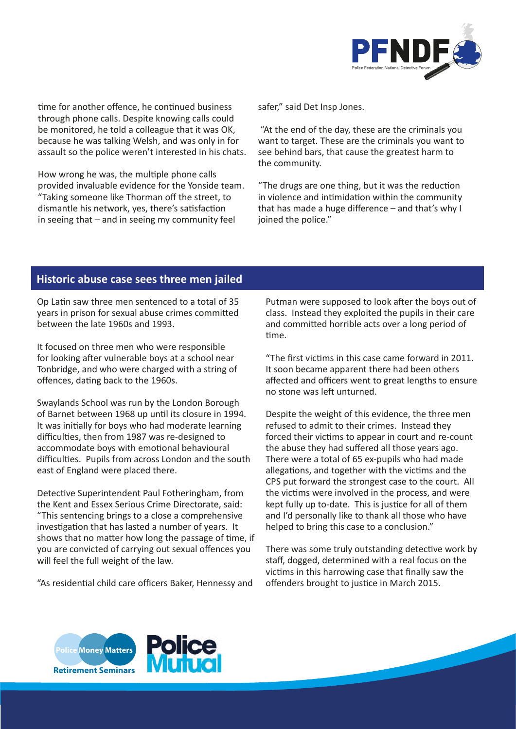time for another offence, he continued business through phone calls. Despite knowing calls could be monitored, he told a colleague that it was OK, because he was talking Welsh, and was only in for assault so the police weren't interested in his chats.

How wrong he was, the multiple phone calls provided invaluable evidence for the Yonside team. "Taking someone like Thorman off the street, to dismantle his network, yes, there's satisfaction in seeing that – and in seeing my community feel safer," said Det Insp Jones.

"At the end of the day, these are the criminals you want to target. These are the criminals you want to see behind bars, that cause the greatest harm to the community.

"The drugs are one thing, but it was the reduction in violence and intimidation within the community that has made a huge difference – and that's why I joined the police."

## Historic abuse case sees three men jailed

Op Latin saw three men sentenced to a total of 35 years in prison for sexual abuse crimes committed between the late 1960s and 1993.

It focused on three men who were responsible for looking after vulnerable boys at a school near Tonbridge, and who were charged with a string of offences, dating back to the 1960s.

Swaylands School was run by the London Borough of Barnet between 1968 up until its closure in 1994. It was initially for boys who had moderate learning difficulties, then from 1987 was re-designed to accommodate boys with emotional behavioural difficulties. Pupils from across London and the south east of England were placed there.

Detective Superintendent Paul Fotheringham, from the Kent and Essex Serious Crime Directorate, said: "This sentencing brings to a close a comprehensive investigation that has lasted a number of years. It shows that no matter how long the passage of time, if you are convicted of carrying out sexual offences you will feel the full weight of the law.

"As residential child care officers Baker, Hennessy and Putman were supposed to look after the boys out of class. Instead they exploited the pupils in their care and committed horrible acts over a long period of time.

"The first victims in this case came forward in 2011. It soon became apparent there had been others affected and officers went to great lengths to ensure no stone was left unturned.

Despite the weight of this evidence, the three men refused to admit to their crimes. Instead they forced their victims to appear in court and re-count the abuse they had suffered all those years ago. There were a total of 65 ex-pupils who had made allegations, and together with the victims and the CPS put forward the strongest case to the court. All the victims were involved in the process, and were kept fully up to-date. This is justice for all of them and I'd personally like to thank all those who have helped to bring this case to a conclusion."

There was some truly outstanding detective work by staff, dogged, determined with a real focus on the victims in this harrowing case that finally saw the offenders brought to justice in March 2015.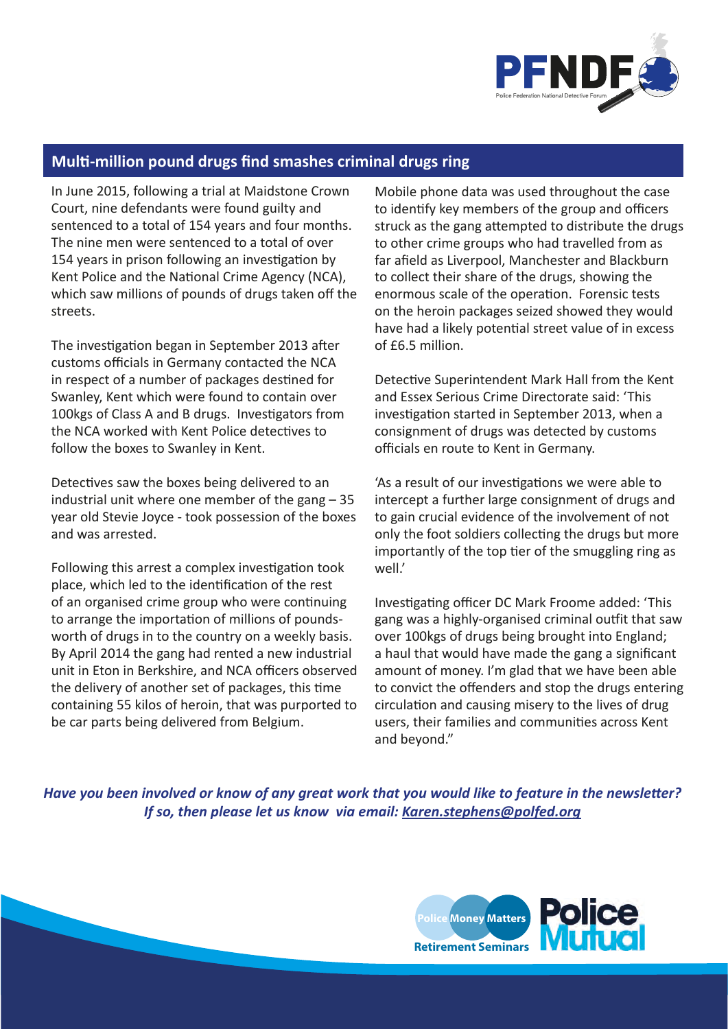## Multi-million pound drugs find smashes criminal drugs ring

In June 2015, following a trial at Maidstone Crown Court, nine defendants were found guilty and sentenced to a total of 154 years and four months. The nine men were sentenced to a total of over 154 years in prison following an investigation by Kent Police and the National Crime Agency (NCA), which saw millions of pounds of drugs taken off the streets.

The investigation began in September 2013 after customs officials in Germany contacted the NCA in respect of a number of packages destined for Swanley, Kent which were found to contain over 100kgs of Class A and B drugs. Investigators from the NCA worked with Kent Police detectives to follow the boxes to Swanley in Kent.

Detectives saw the boxes being delivered to an industrial unit where one member of the gang – 35 year old Stevie Joyce - took possession of the boxes and was arrested.

Following this arrest a complex investigation took place, which led to the identification of the rest of an organised crime group who were continuing to arrange the importation of millions of pounds-worth of drugs in to the country on a weekly basis. By April 2014 the gang had rented a new industrial unit in Eton in Berkshire, and NCA officers observed the delivery of another set of packages, this time containing 55 kilos of heroin, that was purported to be car parts being delivered from Belgium.

Mobile phone data was used throughout the case to identify key members of the group and officers struck as the gang attempted to distribute the drugs to other crime groups who had travelled from as far afield as Liverpool, Manchester and Blackburn to collect their share of the drugs, showing the enormous scale of the operation. Forensic tests on the heroin packages seized showed they would have had a likely potential street value of in excess of £6.5 million.

Detective Superintendent Mark Hall from the Kent and Essex Serious Crime Directorate said: 'This investigation started in September 2013, when a consignment of drugs was detected by customs officials en route to Kent in Germany.

'As a result of our investigations we were able to intercept a further large consignment of drugs and to gain crucial evidence of the involvement of not only the foot soldiers collecting the drugs but more importantly of the top tier of the smuggling ring as well.'

Investigating officer DC Mark Froome added: 'This gang was a highly-organised criminal outfit that saw over 100kgs of drugs being brought into England; a haul that would have made the gang a significant amount of money. I'm glad that we have been able to convict the offenders and stop the drugs entering circulation and causing misery to the lives of drug users, their families and communities across Kent and beyond."

***Have you been involved or know of any great work that you would like to feature in the newsletter? If so, then please let us know via email: Karen.stephens@polfed.org***